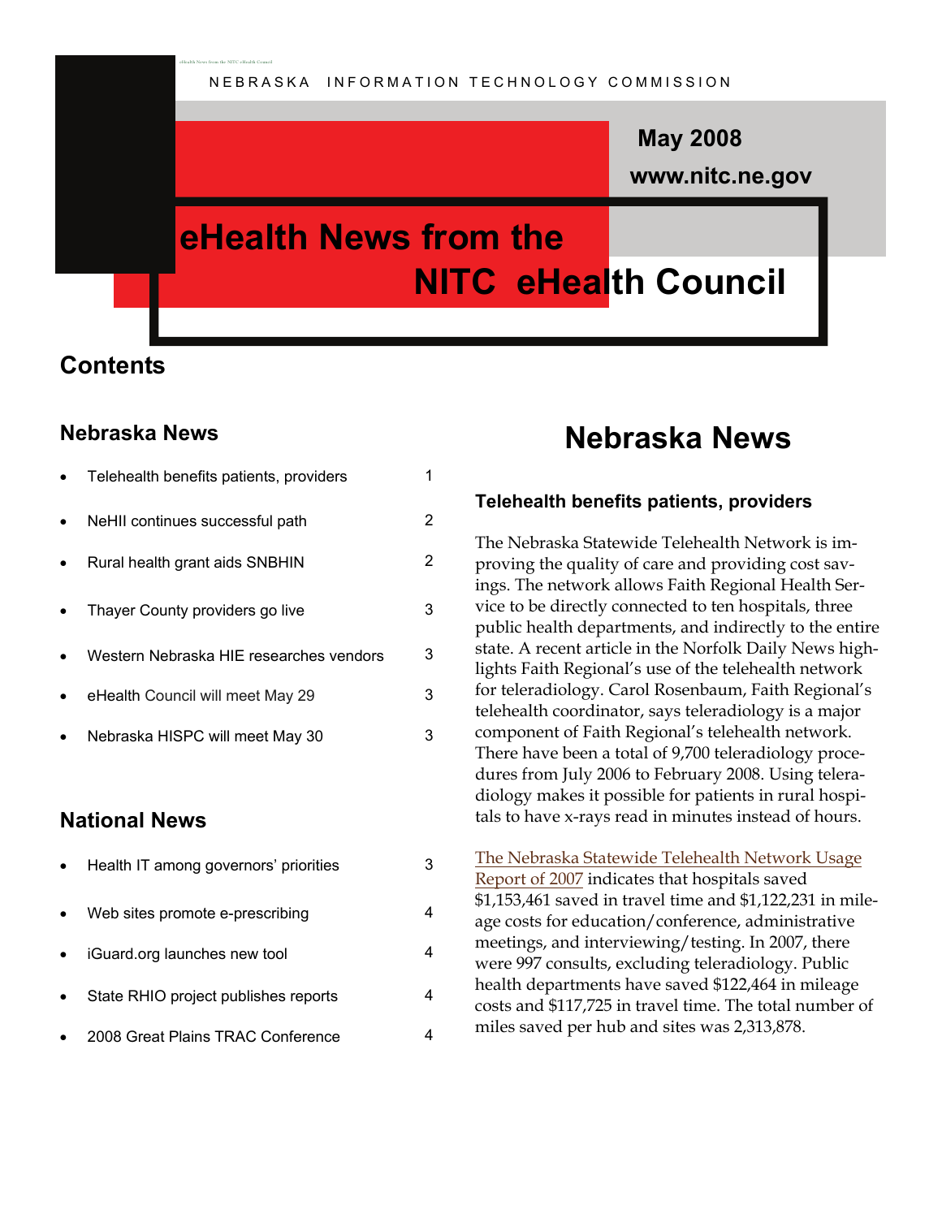NEBRASKA INFORMATION TECHNOLOGY COMMISSION

May 2008

www.nitc.ne.gov

# eHealth News from the NITC eHealth Council

## Contents

### Nebraska News

- Telehealth benefits patients, providers 1
- NeHII continues successful path 2
- Rural health grant aids SNBHIN 2
- Thayer County providers go live 3
- Western Nebraska HIE researches vendors 3
- eHealth Council will meet May 29 3
- Nebraska HISPC will meet May 30 3

### National News

- Health IT among governors' priorities 3
- Web sites promote e-prescribing 4
- iGuard.org launches new tool 4
- State RHIO project publishes reports 4
- 2008 Great Plains TRAC Conference 4

## Nebraska News

### Telehealth benefits patients, providers

The Nebraska Statewide Telehealth Network is improving the quality of care and providing cost savings. The network allows Faith Regional Health Service to be directly connected to ten hospitals, three public health departments, and indirectly to the entire state. A recent article in the Norfolk Daily News highlights Faith Regional's use of the telehealth network for teleradiology. Carol Rosenbaum, Faith Regional's telehealth coordinator, says teleradiology is a major component of Faith Regional's telehealth network. There have been a total of 9,700 teleradiology procedures from July 2006 to February 2008. Using teleradiology makes it possible for patients in rural hospitals to have x-rays read in minutes instead of hours.

The Nebraska Statewide Telehealth Network Usage Report of 2007 indicates that hospitals saved $1,153,461 saved in travel time and $1,122,231 in mileage costs for education/conference, administrative meetings, and interviewing/testing. In 2007, there were 997 consults, excluding teleradiology. Public health departments have saved $122,464 in mileage costs and $117,725 in travel time. The total number of miles saved per hub and sites was 2,313,878.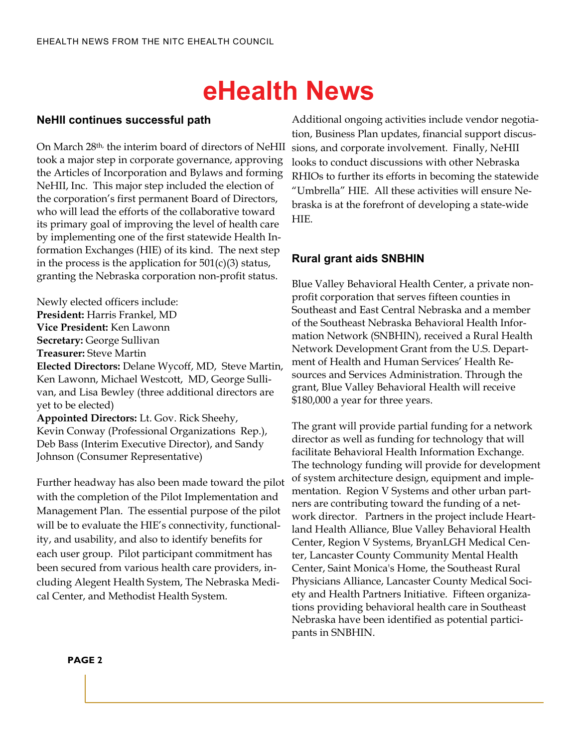# eHealth News

## NeHII continues successful path

On March 28th, the interim board of directors of NeHII took a major step in corporate governance, approving the Articles of Incorporation and Bylaws and forming NeHII, Inc. This major step included the election of the corporation's first permanent Board of Directors, who will lead the efforts of the collaborative toward its primary goal of improving the level of health care by implementing one of the first statewide Health Information Exchanges (HIE) of its kind. The next step in the process is the application for 501(c)(3) status, granting the Nebraska corporation non-profit status.

Newly elected officers include:
**President:** Harris Frankel, MD
**Vice President:** Ken Lawonn
**Secretary:** George Sullivan
**Treasurer:** Steve Martin
**Elected Directors:** Delane Wycoff, MD, Steve Martin, Ken Lawonn, Michael Westcott, MD, George Sullivan, and Lisa Bewley (three additional directors are yet to be elected)
**Appointed Directors:** Lt. Gov. Rick Sheehy, Kevin Conway (Professional Organizations Rep.), Deb Bass (Interim Executive Director), and Sandy Johnson (Consumer Representative)

Further headway has also been made toward the pilot with the completion of the Pilot Implementation and Management Plan. The essential purpose of the pilot will be to evaluate the HIE's connectivity, functionality, and usability, and also to identify benefits for each user group. Pilot participant commitment has been secured from various health care providers, including Alegent Health System, The Nebraska Medical Center, and Methodist Health System.

Additional ongoing activities include vendor negotiation, Business Plan updates, financial support discussions, and corporate involvement. Finally, NeHII looks to conduct discussions with other Nebraska RHIOs to further its efforts in becoming the statewide "Umbrella" HIE. All these activities will ensure Nebraska is at the forefront of developing a state-wide HIE.

## Rural grant aids SNBHIN

Blue Valley Behavioral Health Center, a private nonprofit corporation that serves fifteen counties in Southeast and East Central Nebraska and a member of the Southeast Nebraska Behavioral Health Information Network (SNBHIN), received a Rural Health Network Development Grant from the U.S. Department of Health and Human Services' Health Resources and Services Administration. Through the grant, Blue Valley Behavioral Health will receive $180,000 a year for three years.

The grant will provide partial funding for a network director as well as funding for technology that will facilitate Behavioral Health Information Exchange. The technology funding will provide for development of system architecture design, equipment and implementation. Region V Systems and other urban partners are contributing toward the funding of a network director. Partners in the project include Heartland Health Alliance, Blue Valley Behavioral Health Center, Region V Systems, BryanLGH Medical Center, Lancaster County Community Mental Health Center, Saint Monica's Home, the Southeast Rural Physicians Alliance, Lancaster County Medical Society and Health Partners Initiative. Fifteen organizations providing behavioral health care in Southeast Nebraska have been identified as potential participants in SNBHIN.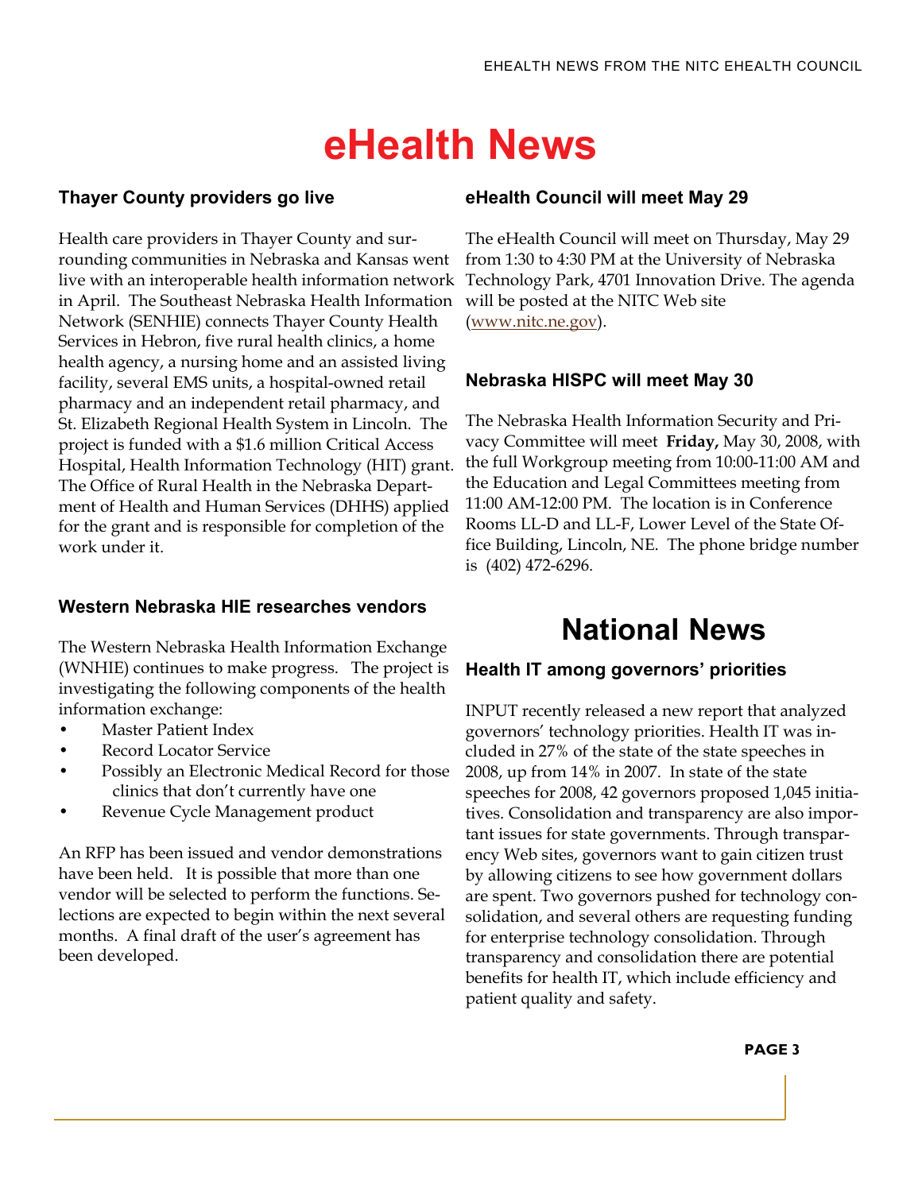# eHealth News

### Thayer County providers go live

Health care providers in Thayer County and surrounding communities in Nebraska and Kansas went live with an interoperable health information network in April. The Southeast Nebraska Health Information Network (SENHIE) connects Thayer County Health Services in Hebron, five rural health clinics, a home health agency, a nursing home and an assisted living facility, several EMS units, a hospital-owned retail pharmacy and an independent retail pharmacy, and St. Elizabeth Regional Health System in Lincoln. The project is funded with a $1.6 million Critical Access Hospital, Health Information Technology (HIT) grant. The Office of Rural Health in the Nebraska Department of Health and Human Services (DHHS) applied for the grant and is responsible for completion of the work under it.

### Western Nebraska HIE researches vendors

The Western Nebraska Health Information Exchange (WNHIE) continues to make progress. The project is investigating the following components of the health information exchange:

- Master Patient Index
- Record Locator Service
- Possibly an Electronic Medical Record for those clinics that don't currently have one
- Revenue Cycle Management product

An RFP has been issued and vendor demonstrations have been held. It is possible that more than one vendor will be selected to perform the functions. Selections are expected to begin within the next several months. A final draft of the user's agreement has been developed.

### eHealth Council will meet May 29

The eHealth Council will meet on Thursday, May 29 from 1:30 to 4:30 PM at the University of Nebraska Technology Park, 4701 Innovation Drive. The agenda will be posted at the NITC Web site (www.nitc.ne.gov).

### Nebraska HISPC will meet May 30

The Nebraska Health Information Security and Privacy Committee will meet **Friday,** May 30, 2008, with the full Workgroup meeting from 10:00-11:00 AM and the Education and Legal Committees meeting from 11:00 AM-12:00 PM. The location is in Conference Rooms LL-D and LL-F, Lower Level of the State Office Building, Lincoln, NE. The phone bridge number is (402) 472-6296.

## National News

### Health IT among governors' priorities

INPUT recently released a new report that analyzed governors' technology priorities. Health IT was included in 27% of the state of the state speeches in 2008, up from 14% in 2007. In state of the state speeches for 2008, 42 governors proposed 1,045 initiatives. Consolidation and transparency are also important issues for state governments. Through transparency Web sites, governors want to gain citizen trust by allowing citizens to see how government dollars are spent. Two governors pushed for technology consolidation, and several others are requesting funding for enterprise technology consolidation. Through transparency and consolidation there are potential benefits for health IT, which include efficiency and patient quality and safety.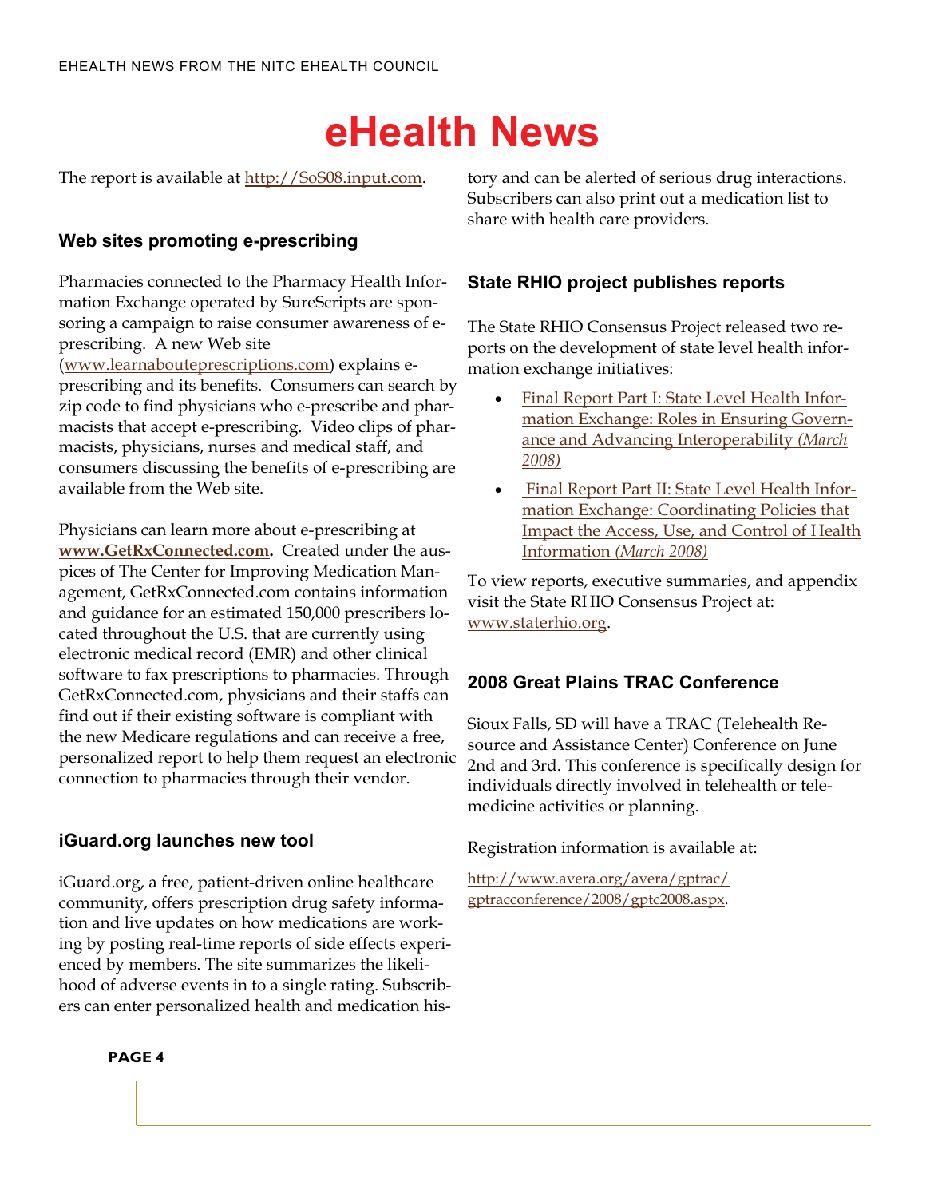# eHealth News

The report is available at http://SoS08.input.com.

### Web sites promoting e-prescribing

Pharmacies connected to the Pharmacy Health Information Exchange operated by SureScripts are sponsoring a campaign to raise consumer awareness of e-prescribing. A new Web site (www.learnabouteprescriptions.com) explains e-prescribing and its benefits. Consumers can search by zip code to find physicians who e-prescribe and pharmacists that accept e-prescribing. Video clips of pharmacists, physicians, nurses and medical staff, and consumers discussing the benefits of e-prescribing are available from the Web site.

Physicians can learn more about e-prescribing at **www.GetRxConnected.com.** Created under the auspices of The Center for Improving Medication Management, GetRxConnected.com contains information and guidance for an estimated 150,000 prescribers located throughout the U.S. that are currently using electronic medical record (EMR) and other clinical software to fax prescriptions to pharmacies. Through GetRxConnected.com, physicians and their staffs can find out if their existing software is compliant with the new Medicare regulations and can receive a free, personalized report to help them request an electronic connection to pharmacies through their vendor.

### iGuard.org launches new tool

iGuard.org, a free, patient-driven online healthcare community, offers prescription drug safety information and live updates on how medications are working by posting real-time reports of side effects experienced by members. The site summarizes the likelihood of adverse events in to a single rating. Subscribers can enter personalized health and medication history and can be alerted of serious drug interactions. Subscribers can also print out a medication list to share with health care providers.

### State RHIO project publishes reports

The State RHIO Consensus Project released two reports on the development of state level health information exchange initiatives:

- Final Report Part I: State Level Health Information Exchange: Roles in Ensuring Governance and Advancing Interoperability *(March 2008)*
- Final Report Part II: State Level Health Information Exchange: Coordinating Policies that Impact the Access, Use, and Control of Health Information *(March 2008)*

To view reports, executive summaries, and appendix visit the State RHIO Consensus Project at: www.staterhio.org.

### 2008 Great Plains TRAC Conference

Sioux Falls, SD will have a TRAC (Telehealth Resource and Assistance Center) Conference on June 2nd and 3rd. This conference is specifically design for individuals directly involved in telehealth or telemedicine activities or planning.

Registration information is available at:

http://www.avera.org/avera/gptrac/gptracconference/2008/gptc2008.aspx.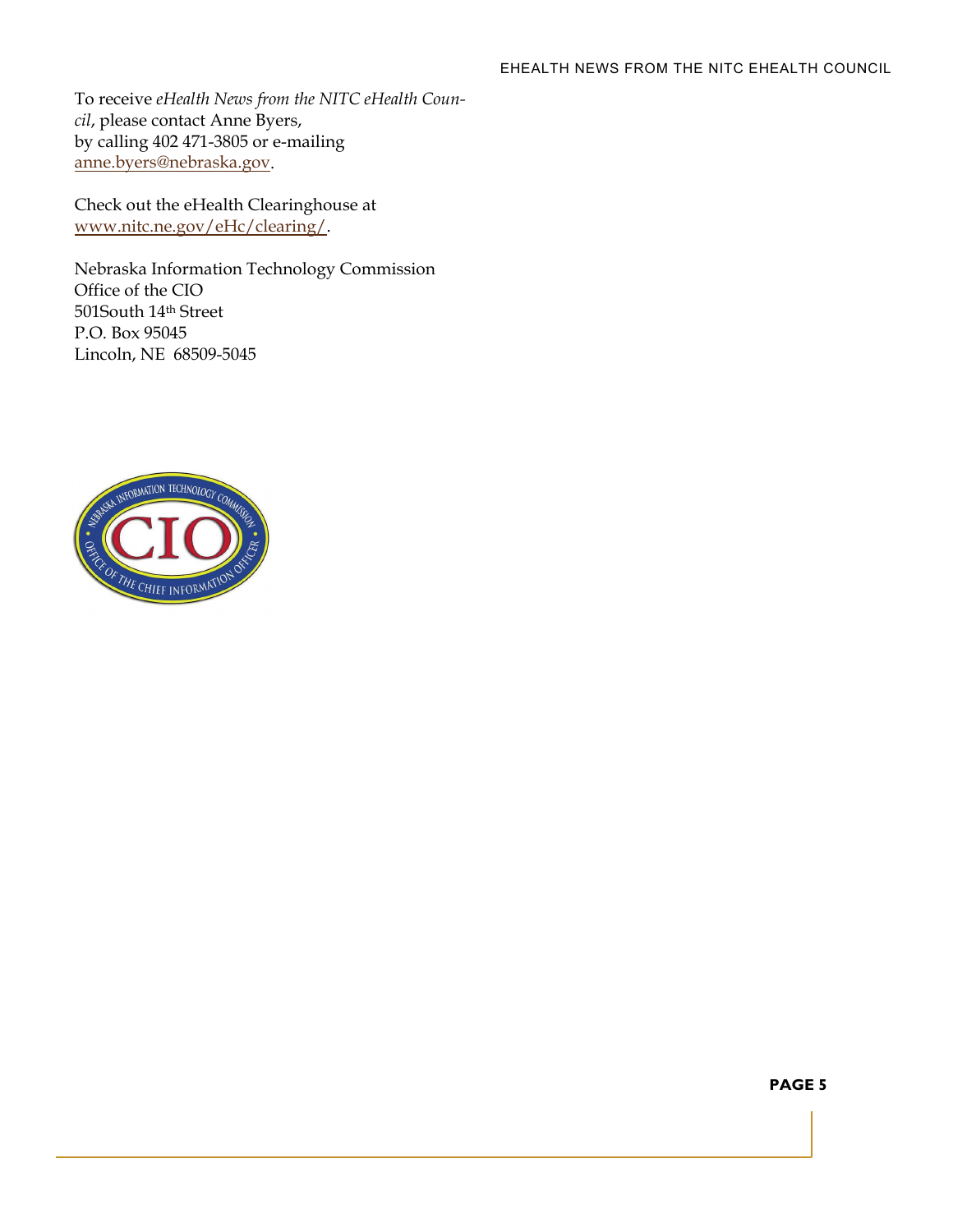To receive *eHealth News from the NITC eHealth Council*, please contact Anne Byers, by calling 402 471-3805 or e-mailing anne.byers@nebraska.gov.

Check out the eHealth Clearinghouse at www.nitc.ne.gov/eHc/clearing/.

Nebraska Information Technology Commission  
Office of the CIO  
501South 14th Street  
P.O. Box 95045  
Lincoln, NE 68509-5045